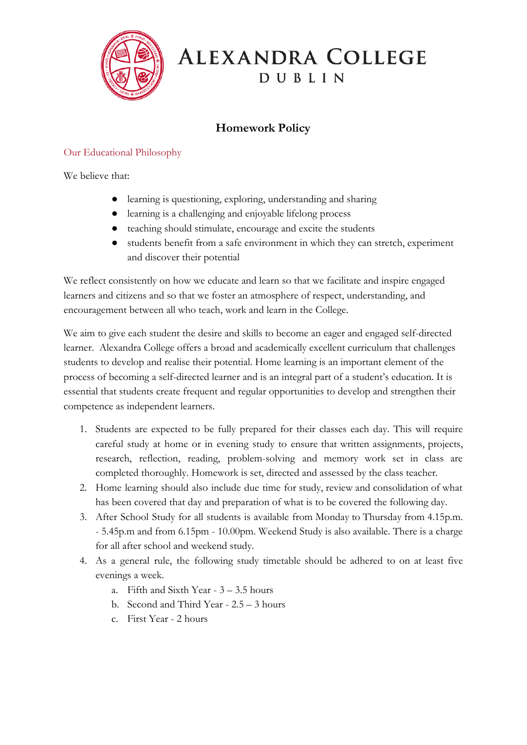# Alexandra College
## DUBLIN

## Homework Policy

### Our Educational Philosophy

We believe that:

- learning is questioning, exploring, understanding and sharing
- learning is a challenging and enjoyable lifelong process
- teaching should stimulate, encourage and excite the students
- students benefit from a safe environment in which they can stretch, experiment and discover their potential

We reflect consistently on how we educate and learn so that we facilitate and inspire engaged learners and citizens and so that we foster an atmosphere of respect, understanding, and encouragement between all who teach, work and learn in the College.

We aim to give each student the desire and skills to become an eager and engaged self-directed learner. Alexandra College offers a broad and academically excellent curriculum that challenges students to develop and realise their potential. Home learning is an important element of the process of becoming a self-directed learner and is an integral part of a student's education. It is essential that students create frequent and regular opportunities to develop and strengthen their competence as independent learners.

1. Students are expected to be fully prepared for their classes each day. This will require careful study at home or in evening study to ensure that written assignments, projects, research, reflection, reading, problem-solving and memory work set in class are completed thoroughly. Homework is set, directed and assessed by the class teacher.
2. Home learning should also include due time for study, review and consolidation of what has been covered that day and preparation of what is to be covered the following day.
3. After School Study for all students is available from Monday to Thursday from 4.15p.m. - 5.45p.m and from 6.15pm - 10.00pm. Weekend Study is also available. There is a charge for all after school and weekend study.
4. As a general rule, the following study timetable should be adhered to on at least five evenings a week.
   a. Fifth and Sixth Year - 3 – 3.5 hours
   b. Second and Third Year - 2.5 – 3 hours
   c. First Year - 2 hours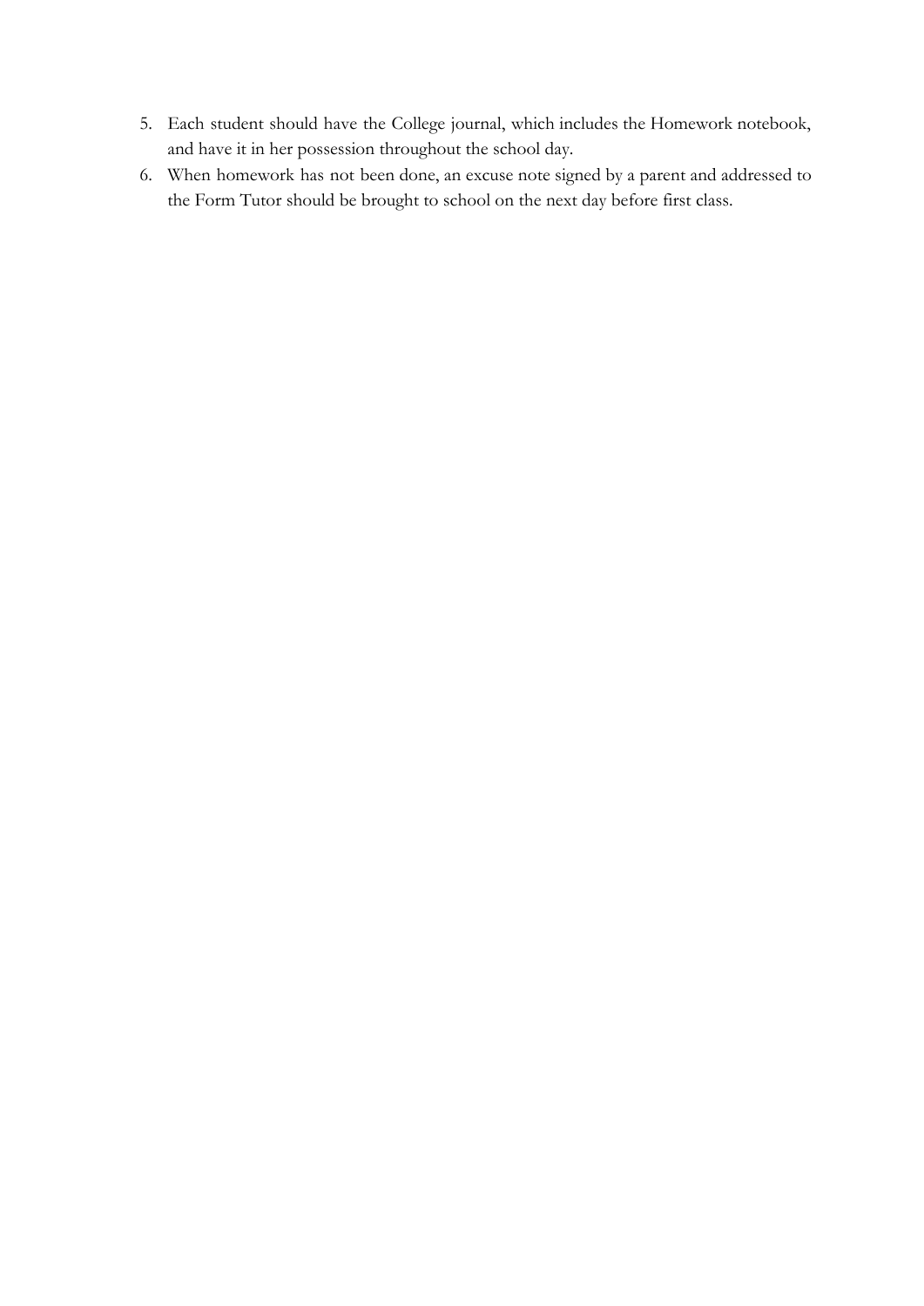5. Each student should have the College journal, which includes the Homework notebook, and have it in her possession throughout the school day.
6. When homework has not been done, an excuse note signed by a parent and addressed to the Form Tutor should be brought to school on the next day before first class.